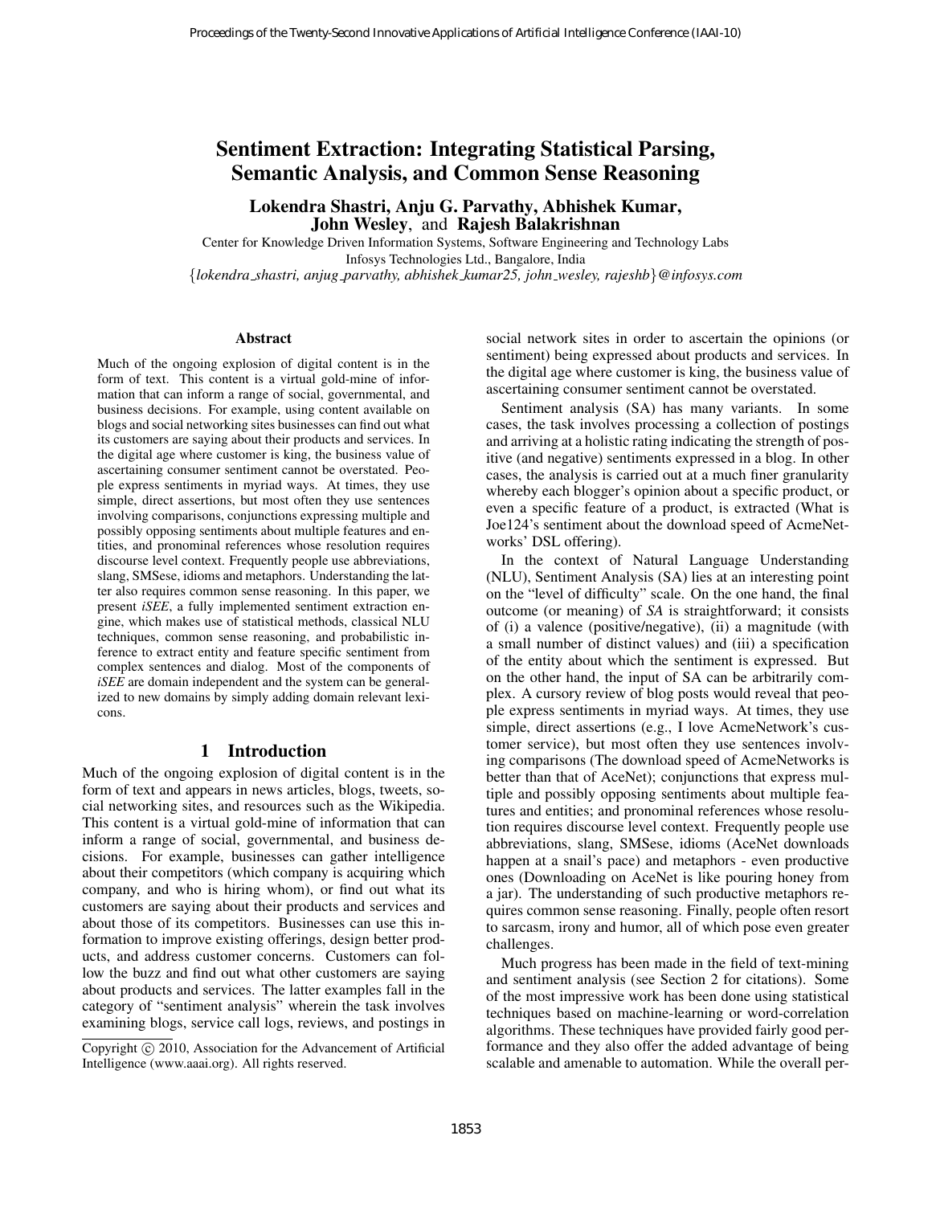# Sentiment Extraction: Integrating Statistical Parsing, Semantic Analysis, and Common Sense Reasoning

**Lokendra Shastri, Anju G. Parvathy, Abhishek Kumar, John Wesley, and Rajesh Balakrishnan**

Center for Knowledge Driven Information Systems, Software Engineering and Technology Labs
Infosys Technologies Ltd., Bangalore, India
{*lokendra_shastri, anjug_parvathy, abhishek_kumar25, john_wesley, rajeshb*}*@infosys.com*

### Abstract

Much of the ongoing explosion of digital content is in the form of text. This content is a virtual gold-mine of information that can inform a range of social, governmental, and business decisions. For example, using content available on blogs and social networking sites businesses can find out what its customers are saying about their products and services. In the digital age where customer is king, the business value of ascertaining consumer sentiment cannot be overstated. People express sentiments in myriad ways. At times, they use simple, direct assertions, but most often they use sentences involving comparisons, conjunctions expressing multiple and possibly opposing sentiments about multiple features and entities, and pronominal references whose resolution requires discourse level context. Frequently people use abbreviations, slang, SMSese, idioms and metaphors. Understanding the latter also requires common sense reasoning. In this paper, we present *iSEE*, a fully implemented sentiment extraction engine, which makes use of statistical methods, classical NLU techniques, common sense reasoning, and probabilistic inference to extract entity and feature specific sentiment from complex sentences and dialog. Most of the components of *iSEE* are domain independent and the system can be generalized to new domains by simply adding domain relevant lexicons.

## 1 Introduction

Much of the ongoing explosion of digital content is in the form of text and appears in news articles, blogs, tweets, social networking sites, and resources such as the Wikipedia. This content is a virtual gold-mine of information that can inform a range of social, governmental, and business decisions. For example, businesses can gather intelligence about their competitors (which company is acquiring which company, and who is hiring whom), or find out what its customers are saying about their products and services and about those of its competitors. Businesses can use this information to improve existing offerings, design better products, and address customer concerns. Customers can follow the buzz and find out what other customers are saying about products and services. The latter examples fall in the category of "sentiment analysis" wherein the task involves examining blogs, service call logs, reviews, and postings in social network sites in order to ascertain the opinions (or sentiment) being expressed about products and services. In the digital age where customer is king, the business value of ascertaining consumer sentiment cannot be overstated.

Sentiment analysis (SA) has many variants. In some cases, the task involves processing a collection of postings and arriving at a holistic rating indicating the strength of positive (and negative) sentiments expressed in a blog. In other cases, the analysis is carried out at a much finer granularity whereby each blogger's opinion about a specific product, or even a specific feature of a product, is extracted (What is Joe124's sentiment about the download speed of AcmeNetworks' DSL offering).

In the context of Natural Language Understanding (NLU), Sentiment Analysis (SA) lies at an interesting point on the "level of difficulty" scale. On the one hand, the final outcome (or meaning) of *SA* is straightforward; it consists of (i) a valence (positive/negative), (ii) a magnitude (with a small number of distinct values) and (iii) a specification of the entity about which the sentiment is expressed. But on the other hand, the input of SA can be arbitrarily complex. A cursory review of blog posts would reveal that people express sentiments in myriad ways. At times, they use simple, direct assertions (e.g., I love AcmeNetwork's customer service), but most often they use sentences involving comparisons (The download speed of AcmeNetworks is better than that of AceNet); conjunctions that express multiple and possibly opposing sentiments about multiple features and entities; and pronominal references whose resolution requires discourse level context. Frequently people use abbreviations, slang, SMSese, idioms (AceNet downloads happen at a snail's pace) and metaphors - even productive ones (Downloading on AceNet is like pouring honey from a jar). The understanding of such productive metaphors requires common sense reasoning. Finally, people often resort to sarcasm, irony and humor, all of which pose even greater challenges.

Much progress has been made in the field of text-mining and sentiment analysis (see Section 2 for citations). Some of the most impressive work has been done using statistical techniques based on machine-learning or word-correlation algorithms. These techniques have provided fairly good performance and they also offer the added advantage of being scalable and amenable to automation. While the overall per-

Copyright © 2010, Association for the Advancement of Artificial Intelligence (www.aaai.org). All rights reserved.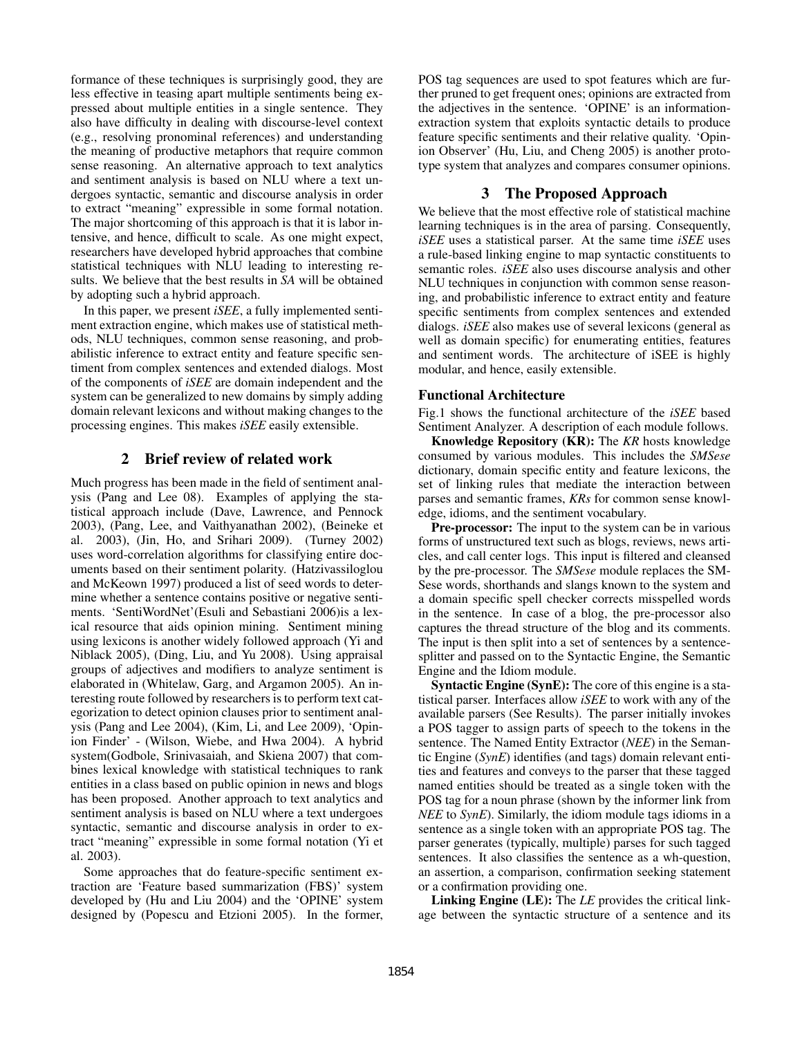formance of these techniques is surprisingly good, they are less effective in teasing apart multiple sentiments being expressed about multiple entities in a single sentence. They also have difficulty in dealing with discourse-level context (e.g., resolving pronominal references) and understanding the meaning of productive metaphors that require common sense reasoning. An alternative approach to text analytics and sentiment analysis is based on NLU where a text undergoes syntactic, semantic and discourse analysis in order to extract "meaning" expressible in some formal notation. The major shortcoming of this approach is that it is labor intensive, and hence, difficult to scale. As one might expect, researchers have developed hybrid approaches that combine statistical techniques with NLU leading to interesting results. We believe that the best results in *SA* will be obtained by adopting such a hybrid approach.

In this paper, we present *iSEE*, a fully implemented sentiment extraction engine, which makes use of statistical methods, NLU techniques, common sense reasoning, and probabilistic inference to extract entity and feature specific sentiment from complex sentences and extended dialogs. Most of the components of *iSEE* are domain independent and the system can be generalized to new domains by simply adding domain relevant lexicons and without making changes to the processing engines. This makes *iSEE* easily extensible.

## 2 Brief review of related work

Much progress has been made in the field of sentiment analysis (Pang and Lee 08). Examples of applying the statistical approach include (Dave, Lawrence, and Pennock 2003), (Pang, Lee, and Vaithyanathan 2002), (Beineke et al. 2003), (Jin, Ho, and Srihari 2009). (Turney 2002) uses word-correlation algorithms for classifying entire documents based on their sentiment polarity. (Hatzivassiloglou and McKeown 1997) produced a list of seed words to determine whether a sentence contains positive or negative sentiments. 'SentiWordNet'(Esuli and Sebastiani 2006)is a lexical resource that aids opinion mining. Sentiment mining using lexicons is another widely followed approach (Yi and Niblack 2005), (Ding, Liu, and Yu 2008). Using appraisal groups of adjectives and modifiers to analyze sentiment is elaborated in (Whitelaw, Garg, and Argamon 2005). An interesting route followed by researchers is to perform text categorization to detect opinion clauses prior to sentiment analysis (Pang and Lee 2004), (Kim, Li, and Lee 2009), 'Opinion Finder' - (Wilson, Wiebe, and Hwa 2004). A hybrid system(Godbole, Srinivasaiah, and Skiena 2007) that combines lexical knowledge with statistical techniques to rank entities in a class based on public opinion in news and blogs has been proposed. Another approach to text analytics and sentiment analysis is based on NLU where a text undergoes syntactic, semantic and discourse analysis in order to extract "meaning" expressible in some formal notation (Yi et al. 2003).

Some approaches that do feature-specific sentiment extraction are 'Feature based summarization (FBS)' system developed by (Hu and Liu 2004) and the 'OPINE' system designed by (Popescu and Etzioni 2005). In the former, POS tag sequences are used to spot features which are further pruned to get frequent ones; opinions are extracted from the adjectives in the sentence. 'OPINE' is an information-extraction system that exploits syntactic details to produce feature specific sentiments and their relative quality. 'Opinion Observer' (Hu, Liu, and Cheng 2005) is another prototype system that analyzes and compares consumer opinions.

## 3 The Proposed Approach

We believe that the most effective role of statistical machine learning techniques is in the area of parsing. Consequently, *iSEE* uses a statistical parser. At the same time *iSEE* uses a rule-based linking engine to map syntactic constituents to semantic roles. *iSEE* also uses discourse analysis and other NLU techniques in conjunction with common sense reasoning, and probabilistic inference to extract entity and feature specific sentiments from complex sentences and extended dialogs. *iSEE* also makes use of several lexicons (general as well as domain specific) for enumerating entities, features and sentiment words. The architecture of iSEE is highly modular, and hence, easily extensible.

### Functional Architecture

Fig.1 shows the functional architecture of the *iSEE* based Sentiment Analyzer. A description of each module follows.

**Knowledge Repository (KR):** The *KR* hosts knowledge consumed by various modules. This includes the *SMSese* dictionary, domain specific entity and feature lexicons, the set of linking rules that mediate the interaction between parses and semantic frames, *KRs* for common sense knowledge, idioms, and the sentiment vocabulary.

**Pre-processor:** The input to the system can be in various forms of unstructured text such as blogs, reviews, news articles, and call center logs. This input is filtered and cleansed by the pre-processor. The *SMSese* module replaces the SMSese words, shorthands and slangs known to the system and a domain specific spell checker corrects misspelled words in the sentence. In case of a blog, the pre-processor also captures the thread structure of the blog and its comments. The input is then split into a set of sentences by a sentence-splitter and passed on to the Syntactic Engine, the Semantic Engine and the Idiom module.

**Syntactic Engine (SynE):** The core of this engine is a statistical parser. Interfaces allow *iSEE* to work with any of the available parsers (See Results). The parser initially invokes a POS tagger to assign parts of speech to the tokens in the sentence. The Named Entity Extractor (*NEE*) in the Semantic Engine (*SynE*) identifies (and tags) domain relevant entities and features and conveys to the parser that these tagged named entities should be treated as a single token with the POS tag for a noun phrase (shown by the informer link from *NEE* to *SynE*). Similarly, the idiom module tags idioms in a sentence as a single token with an appropriate POS tag. The parser generates (typically, multiple) parses for such tagged sentences. It also classifies the sentence as a wh-question, an assertion, a comparison, confirmation seeking statement or a confirmation providing one.

**Linking Engine (LE):** The *LE* provides the critical linkage between the syntactic structure of a sentence and its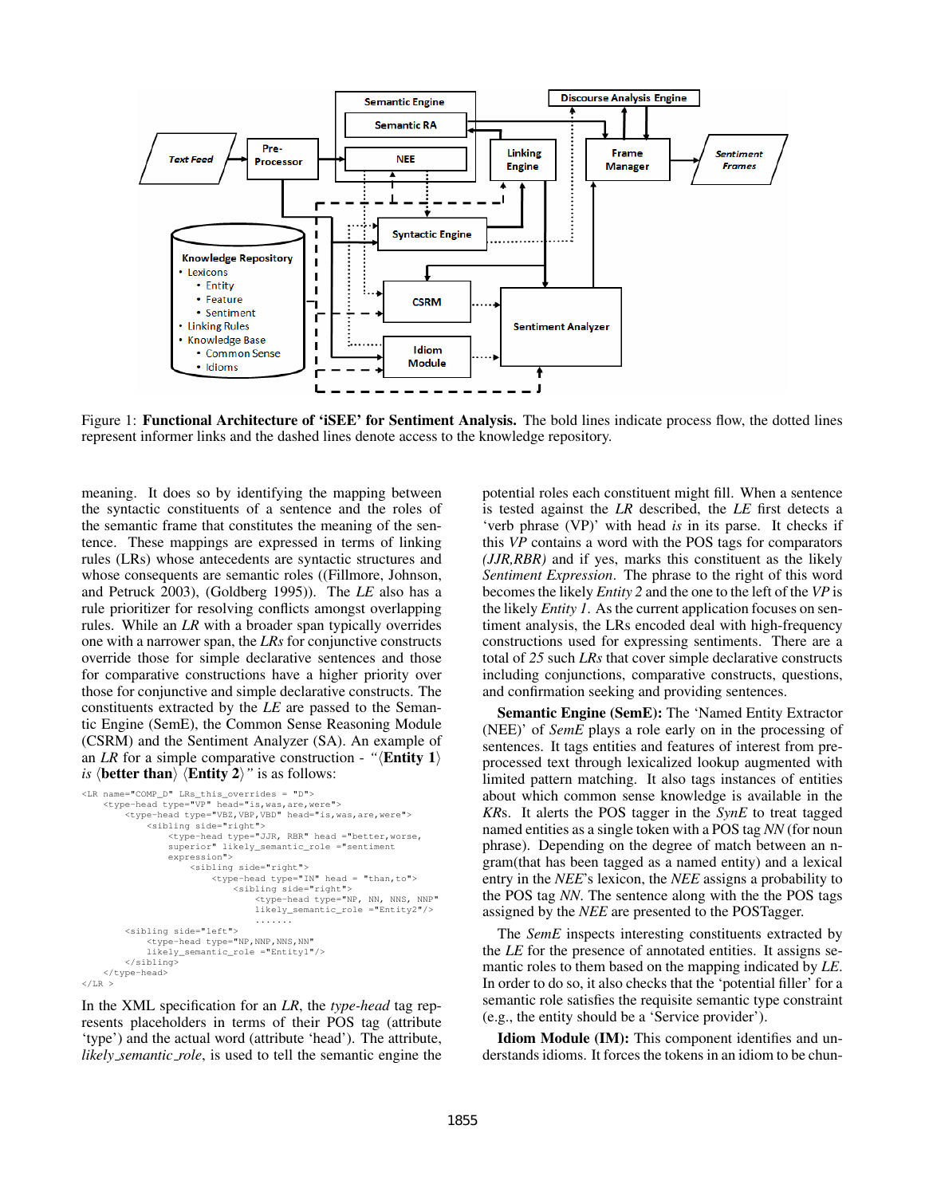Figure 1: **Functional Architecture of 'iSEE' for Sentiment Analysis.** The bold lines indicate process flow, the dotted lines represent informer links and the dashed lines denote access to the knowledge repository.

meaning. It does so by identifying the mapping between the syntactic constituents of a sentence and the roles of the semantic frame that constitutes the meaning of the sentence. These mappings are expressed in terms of linking rules (LRs) whose antecedents are syntactic structures and whose consequents are semantic roles ((Fillmore, Johnson, and Petruck 2003), (Goldberg 1995)). The *LE* also has a rule prioritizer for resolving conflicts amongst overlapping rules. While an *LR* with a broader span typically overrides one with a narrower span, the *LRs* for conjunctive constructs override those for simple declarative sentences and those for comparative constructions have a higher priority over those for conjunctive and simple declarative constructs. The constituents extracted by the *LE* are passed to the Semantic Engine (SemE), the Common Sense Reasoning Module (CSRM) and the Sentiment Analyzer (SA). An example of an *LR* for a simple comparative construction - *"*⟨**Entity 1**⟩ *is* ⟨**better than**⟩ ⟨**Entity 2**⟩*"* is as follows:

```
<LR name="COMP_D" LRs_this_overrides = "D">
    <type-head type="VP" head="is,was,are,were">
        <type-head type="VBZ,VBP,VBD" head="is,was,are,were">
            <sibling side="right">
                <type-head type="JJR, RBR" head ="better,worse,
                superior" likely_semantic_role ="sentiment
                expression">
                    <sibling side="right">
                        <type-head type="IN" head = "than,to">
                            <sibling side="right">
                                <type-head type="NP, NN, NNS, NNP"
                                likely_semantic_role ="Entity2"/>
                                .......
        <sibling side="left">
            <type-head type="NP,NNP,NNS,NN"
            likely_semantic_role ="Entity1"/>
        </sibling>
    </type-head>
</LR >
```

In the XML specification for an *LR*, the *type-head* tag represents placeholders in terms of their POS tag (attribute 'type') and the actual word (attribute 'head'). The attribute, *likely_semantic_role*, is used to tell the semantic engine the potential roles each constituent might fill. When a sentence is tested against the *LR* described, the *LE* first detects a 'verb phrase (VP)' with head *is* in its parse. It checks if this *VP* contains a word with the POS tags for comparators *(JJR,RBR)* and if yes, marks this constituent as the likely *Sentiment Expression*. The phrase to the right of this word becomes the likely *Entity 2* and the one to the left of the *VP* is the likely *Entity 1*. As the current application focuses on sentiment analysis, the LRs encoded deal with high-frequency constructions used for expressing sentiments. There are a total of *25* such *LRs* that cover simple declarative constructs including conjunctions, comparative constructs, questions, and confirmation seeking and providing sentences.

**Semantic Engine (SemE):** The 'Named Entity Extractor (NEE)' of *SemE* plays a role early on in the processing of sentences. It tags entities and features of interest from preprocessed text through lexicalized lookup augmented with limited pattern matching. It also tags instances of entities about which common sense knowledge is available in the *KR*s. It alerts the POS tagger in the *SynE* to treat tagged named entities as a single token with a POS tag *NN* (for noun phrase). Depending on the degree of match between an n-gram(that has been tagged as a named entity) and a lexical entry in the *NEE*'s lexicon, the *NEE* assigns a probability to the POS tag *NN*. The sentence along with the POS tags assigned by the *NEE* are presented to the POSTagger.

The *SemE* inspects interesting constituents extracted by the *LE* for the presence of annotated entities. It assigns semantic roles to them based on the mapping indicated by *LE*. In order to do so, it also checks that the 'potential filler' for a semantic role satisfies the requisite semantic type constraint (e.g., the entity should be a 'Service provider').

**Idiom Module (IM):** This component identifies and understands idioms. It forces the tokens in an idiom to be chun-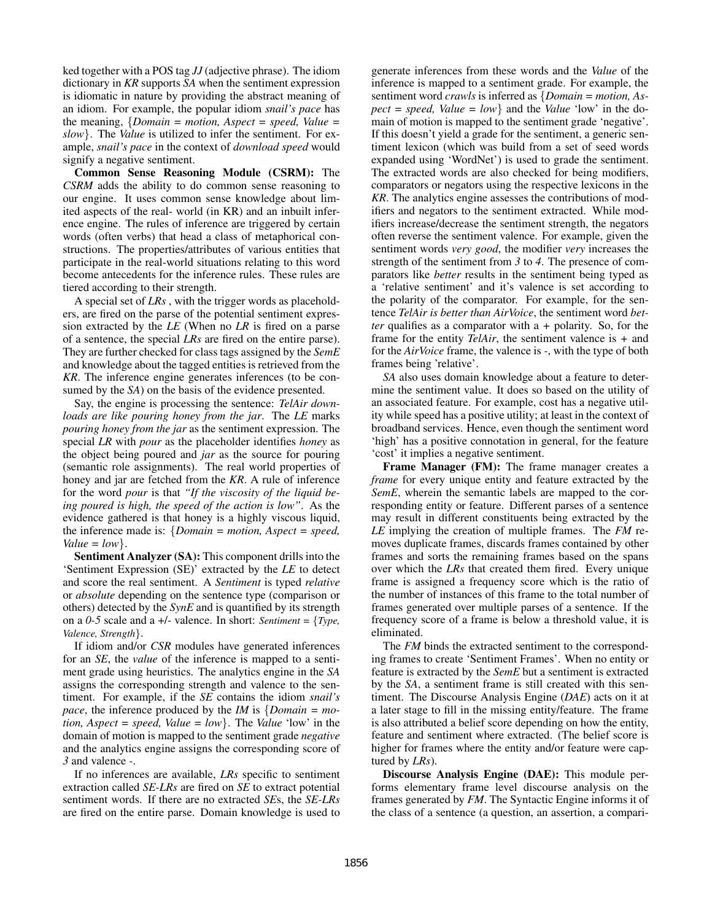ked together with a POS tag *JJ* (adjective phrase). The idiom dictionary in *KR* supports *SA* when the sentiment expression is idiomatic in nature by providing the abstract meaning of an idiom. For example, the popular idiom *snail's pace* has the meaning, {*Domain = motion, Aspect = speed, Value = slow*}. The *Value* is utilized to infer the sentiment. For example, *snail's pace* in the context of *download speed* would signify a negative sentiment.

**Common Sense Reasoning Module (CSRM):** The *CSRM* adds the ability to do common sense reasoning to our engine. It uses common sense knowledge about limited aspects of the real- world (in KR) and an inbuilt inference engine. The rules of inference are triggered by certain words (often verbs) that head a class of metaphorical constructions. The properties/attributes of various entities that participate in the real-world situations relating to this word become antecedents for the inference rules. These rules are tiered according to their strength.

A special set of *LRs* , with the trigger words as placeholders, are fired on the parse of the potential sentiment expression extracted by the *LE* (When no *LR* is fired on a parse of a sentence, the special *LRs* are fired on the entire parse). They are further checked for class tags assigned by the *SemE* and knowledge about the tagged entities is retrieved from the *KR*. The inference engine generates inferences (to be consumed by the *SA*) on the basis of the evidence presented.

Say, the engine is processing the sentence: *TelAir downloads are like pouring honey from the jar*. The *LE* marks *pouring honey from the jar* as the sentiment expression. The special *LR* with *pour* as the placeholder identifies *honey* as the object being poured and *jar* as the source for pouring (semantic role assignments). The real world properties of honey and jar are fetched from the *KR*. A rule of inference for the word *pour* is that *"If the viscosity of the liquid being poured is high, the speed of the action is low"*. As the evidence gathered is that honey is a highly viscous liquid, the inference made is: {*Domain = motion, Aspect = speed, Value = low*}.

**Sentiment Analyzer (SA):** This component drills into the 'Sentiment Expression (SE)' extracted by the *LE* to detect and score the real sentiment. A *Sentiment* is typed *relative* or *absolute* depending on the sentence type (comparison or others) detected by the *SynE* and is quantified by its strength on a *0-5* scale and a +/- valence. In short: *Sentiment = {Type, Valence, Strength}*.

If idiom and/or *CSR* modules have generated inferences for an *SE*, the *value* of the inference is mapped to a sentiment grade using heuristics. The analytics engine in the *SA* assigns the corresponding strength and valence to the sentiment. For example, if the *SE* contains the idiom *snail's pace*, the inference produced by the *IM* is {*Domain = motion, Aspect = speed, Value = low*}. The *Value* 'low' in the domain of motion is mapped to the sentiment grade *negative* and the analytics engine assigns the corresponding score of *3* and valence *-*.

If no inferences are available, *LRs* specific to sentiment extraction called *SE-LRs* are fired on *SE* to extract potential sentiment words. If there are no extracted *SE*s, the *SE-LRs* are fired on the entire parse. Domain knowledge is used to generate inferences from these words and the *Value* of the inference is mapped to a sentiment grade. For example, the sentiment word *crawls* is inferred as {*Domain = motion, Aspect = speed, Value = low*} and the *Value* 'low' in the domain of motion is mapped to the sentiment grade 'negative'. If this doesn't yield a grade for the sentiment, a generic sentiment lexicon (which was build from a set of seed words expanded using 'WordNet') is used to grade the sentiment. The extracted words are also checked for being modifiers, comparators or negators using the respective lexicons in the *KR*. The analytics engine assesses the contributions of modifiers and negators to the sentiment extracted. While modifiers increase/decrease the sentiment strength, the negators often reverse the sentiment valence. For example, given the sentiment words *very good*, the modifier *very* increases the strength of the sentiment from *3* to *4*. The presence of comparators like *better* results in the sentiment being typed as a 'relative sentiment' and it's valence is set according to the polarity of the comparator. For example, for the sentence *TelAir is better than AirVoice*, the sentiment word *better* qualifies as a comparator with a + polarity. So, for the frame for the entity *TelAir*, the sentiment valence is + and for the *AirVoice* frame, the valence is -, with the type of both frames being 'relative'.

*SA* also uses domain knowledge about a feature to determine the sentiment value. It does so based on the utility of an associated feature. For example, cost has a negative utility while speed has a positive utility; at least in the context of broadband services. Hence, even though the sentiment word 'high' has a positive connotation in general, for the feature 'cost' it implies a negative sentiment.

**Frame Manager (FM):** The frame manager creates a *frame* for every unique entity and feature extracted by the *SemE*, wherein the semantic labels are mapped to the corresponding entity or feature. Different parses of a sentence may result in different constituents being extracted by the *LE* implying the creation of multiple frames. The *FM* removes duplicate frames, discards frames contained by other frames and sorts the remaining frames based on the spans over which the *LRs* that created them fired. Every unique frame is assigned a frequency score which is the ratio of the number of instances of this frame to the total number of frames generated over multiple parses of a sentence. If the frequency score of a frame is below a threshold value, it is eliminated.

The *FM* binds the extracted sentiment to the corresponding frames to create 'Sentiment Frames'. When no entity or feature is extracted by the *SemE* but a sentiment is extracted by the *SA*, a sentiment frame is still created with this sentiment. The Discourse Analysis Engine (*DAE*) acts on it at a later stage to fill in the missing entity/feature. The frame is also attributed a belief score depending on how the entity, feature and sentiment where extracted. (The belief score is higher for frames where the entity and/or feature were captured by *LRs*).

**Discourse Analysis Engine (DAE):** This module performs elementary frame level discourse analysis on the frames generated by *FM*. The Syntactic Engine informs it of the class of a sentence (a question, an assertion, a compari-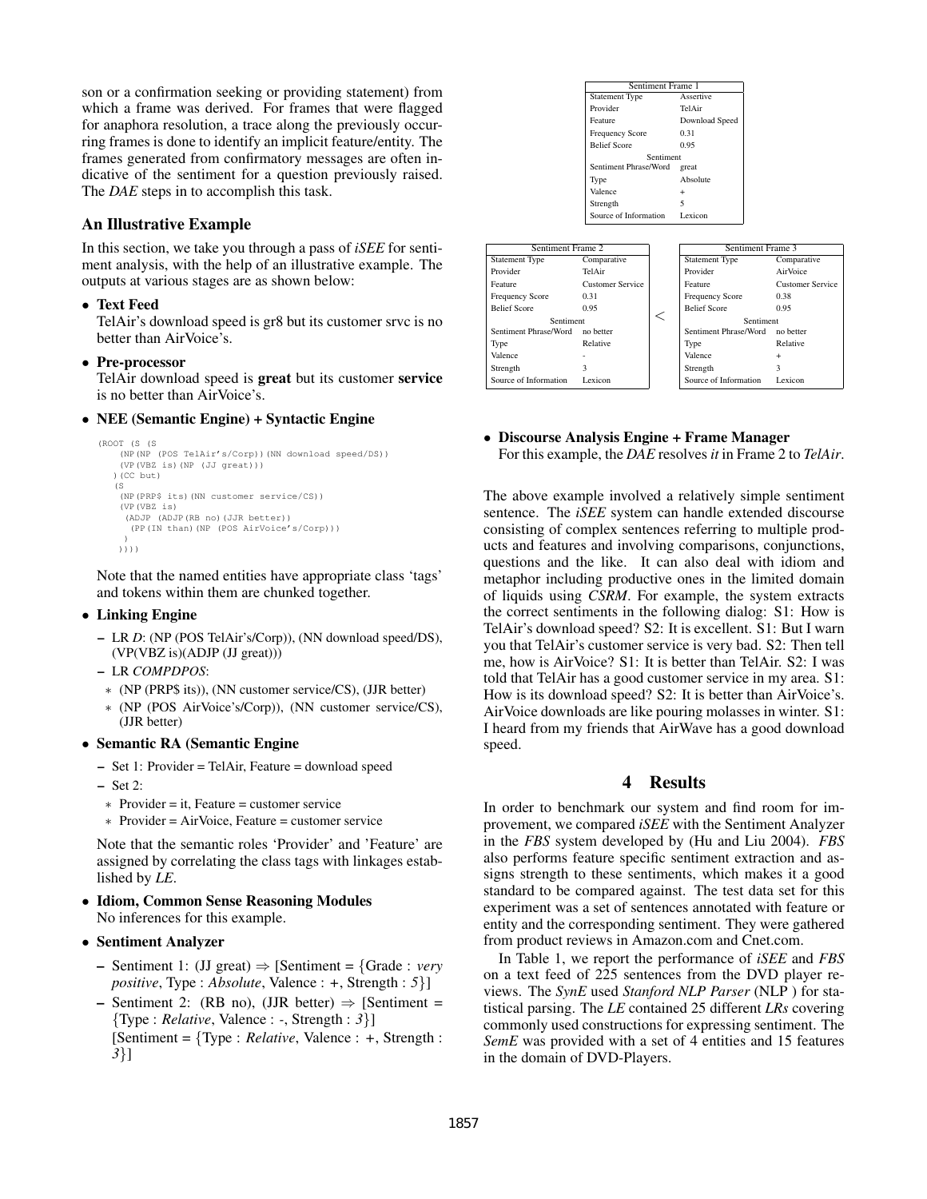son or a confirmation seeking or providing statement) from which a frame was derived. For frames that were flagged for anaphora resolution, a trace along the previously occurring frames is done to identify an implicit feature/entity. The frames generated from confirmatory messages are often indicative of the sentiment for a question previously raised. The *DAE* steps in to accomplish this task.

### An Illustrative Example

In this section, we take you through a pass of *iSEE* for sentiment analysis, with the help of an illustrative example. The outputs at various stages are as shown below:

- **Text Feed**
  TelAir's download speed is gr8 but its customer srvc is no better than AirVoice's.

- **Pre-processor**
  TelAir download speed is **great** but its customer **service** is no better than AirVoice's.

- **NEE (Semantic Engine) + Syntactic Engine**

```
(ROOT (S (S
    (NP(NP (POS TelAir's/Corp))(NN download speed/DS))
    (VP(VBZ is)(NP (JJ great)))
   )(CC but)
   (S
    (NP(PRP$ its)(NN customer service/CS))
    (VP(VBZ is)
     (ADJP (ADJP(RB no)(JJR better))
      (PP(IN than)(NP (POS AirVoice's/Corp)))
     )
    ))))
```

  Note that the named entities have appropriate class 'tags' and tokens within them are chunked together.

- **Linking Engine**
  - LR *D*: (NP (POS TelAir's/Corp)), (NN download speed/DS), (VP(VBZ is)(ADJP (JJ great)))
  - LR *COMPDPOS*:
    - (NP (PRP$ its)), (NN customer service/CS), (JJR better)
    - (NP (POS AirVoice's/Corp)), (NN customer service/CS), (JJR better)

- **Semantic RA (Semantic Engine**
  - Set 1: Provider = TelAir, Feature = download speed
  - Set 2:
    - Provider = it, Feature = customer service
    - Provider = AirVoice, Feature = customer service

  Note that the semantic roles 'Provider' and 'Feature' are assigned by correlating the class tags with linkages established by *LE*.

- **Idiom, Common Sense Reasoning Modules**
  No inferences for this example.

- **Sentiment Analyzer**
  - Sentiment 1: (JJ great) ⇒ [Sentiment = {Grade : *very positive*, Type : *Absolute*, Valence : +, Strength : *5*}]
  - Sentiment 2: (RB no), (JJR better) ⇒ [Sentiment = {Type : *Relative*, Valence : -, Strength : *3*}]
    [Sentiment = {Type : *Relative*, Valence : +, Strength : *3*}]

| Sentiment Frame 1 | |
|---|---|
| Statement Type | Assertive |
| Provider | TelAir |
| Feature | Download Speed |
| Frequency Score | 0.31 |
| Belief Score | 0.95 |
| Sentiment | |
| Sentiment Phrase/Word | great |
| Type | Absolute |
| Valence | + |
| Strength | 5 |
| Source of Information | Lexicon |

| Sentiment Frame 2 | | | Sentiment Frame 3 | |
|---|---|---|---|---|
| Statement Type | Comparative | < | Statement Type | Comparative |
| Provider | TelAir | | Provider | AirVoice |
| Feature | Customer Service | | Feature | Customer Service |
| Frequency Score | 0.31 | | Frequency Score | 0.38 |
| Belief Score | 0.95 | | Belief Score | 0.95 |
| Sentiment | | | Sentiment | |
| Sentiment Phrase/Word | no better | | Sentiment Phrase/Word | no better |
| Type | Relative | | Type | Relative |
| Valence | - | | Valence | + |
| Strength | 3 | | Strength | 3 |
| Source of Information | Lexicon | | Source of Information | Lexicon |

- **Discourse Analysis Engine + Frame Manager**
  For this example, the *DAE* resolves *it* in Frame 2 to *TelAir*.

The above example involved a relatively simple sentiment sentence. The *iSEE* system can handle extended discourse consisting of complex sentences referring to multiple products and features and involving comparisons, conjunctions, questions and the like. It can also deal with idiom and metaphor including productive ones in the limited domain of liquids using *CSRM*. For example, the system extracts the correct sentiments in the following dialog: S1: How is TelAir's download speed? S2: It is excellent. S1: But I warn you that TelAir's customer service is very bad. S2: Then tell me, how is AirVoice? S1: It is better than TelAir. S2: I was told that TelAir has a good customer service in my area. S1: How is its download speed? S2: It is better than AirVoice's. AirVoice downloads are like pouring molasses in winter. S1: I heard from my friends that AirWave has a good download speed.

## 4 Results

In order to benchmark our system and find room for improvement, we compared *iSEE* with the Sentiment Analyzer in the *FBS* system developed by (Hu and Liu 2004). *FBS* also performs feature specific sentiment extraction and assigns strength to these sentiments, which makes it a good standard to be compared against. The test data set for this experiment was a set of sentences annotated with feature or entity and the corresponding sentiment. They were gathered from product reviews in Amazon.com and Cnet.com.

In Table 1, we report the performance of *iSEE* and *FBS* on a text feed of 225 sentences from the DVD player reviews. The *SynE* used *Stanford NLP Parser* (NLP ) for statistical parsing. The *LE* contained 25 different *LRs* covering commonly used constructions for expressing sentiment. The *SemE* was provided with a set of 4 entities and 15 features in the domain of DVD-Players.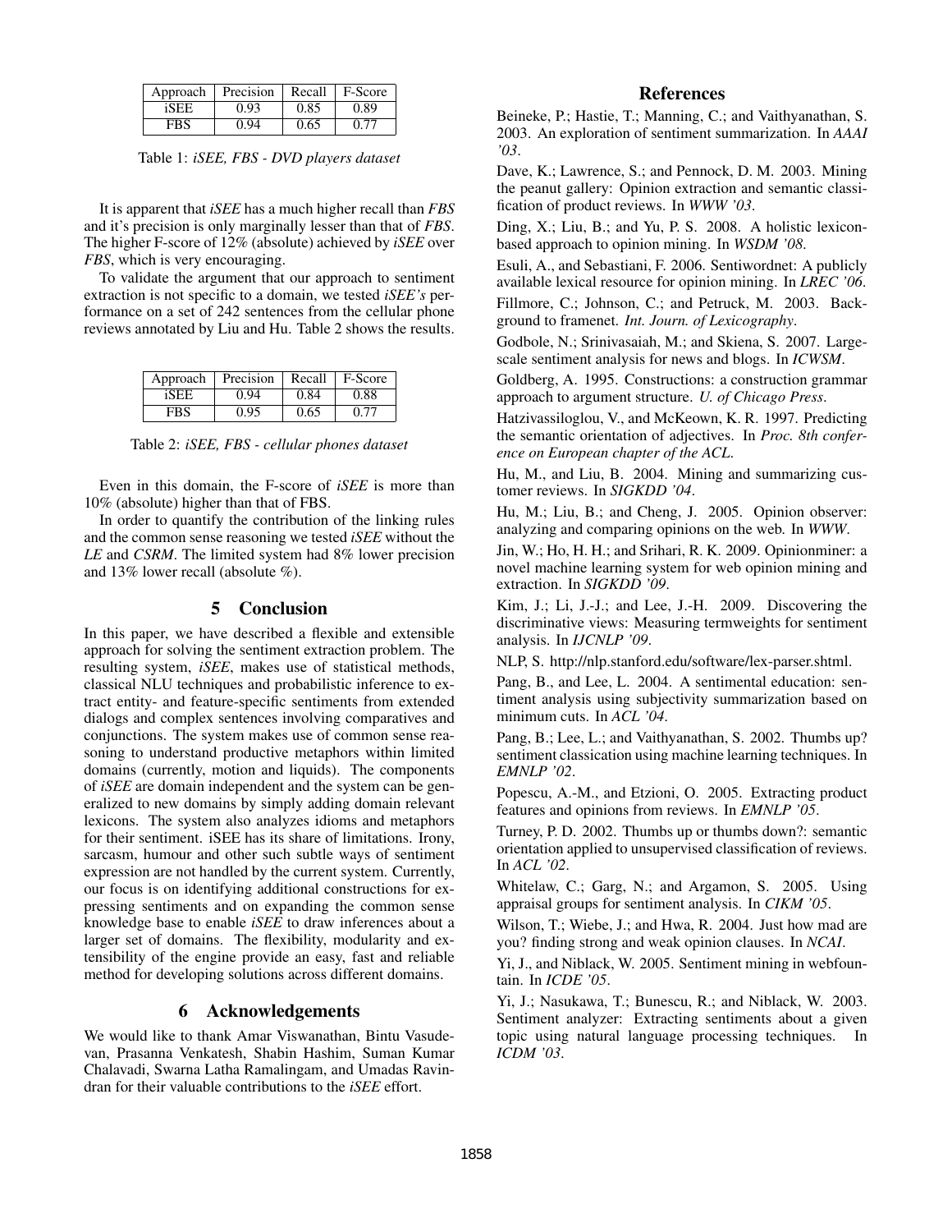| Approach | Precision | Recall | F-Score |
|---|---|---|---|
| iSEE | 0.93 | 0.85 | 0.89 |
| FBS | 0.94 | 0.65 | 0.77 |

Table 1: *iSEE, FBS - DVD players dataset*

It is apparent that *iSEE* has a much higher recall than *FBS* and it's precision is only marginally lesser than that of *FBS*. The higher F-score of 12% (absolute) achieved by *iSEE* over *FBS*, which is very encouraging.

To validate the argument that our approach to sentiment extraction is not specific to a domain, we tested *iSEE's* performance on a set of 242 sentences from the cellular phone reviews annotated by Liu and Hu. Table 2 shows the results.

| Approach | Precision | Recall | F-Score |
|---|---|---|---|
| iSEE | 0.94 | 0.84 | 0.88 |
| FBS | 0.95 | 0.65 | 0.77 |

Table 2: *iSEE, FBS - cellular phones dataset*

Even in this domain, the F-score of *iSEE* is more than 10% (absolute) higher than that of FBS.

In order to quantify the contribution of the linking rules and the common sense reasoning we tested *iSEE* without the *LE* and *CSRM*. The limited system had 8% lower precision and 13% lower recall (absolute %).

## 5 Conclusion

In this paper, we have described a flexible and extensible approach for solving the sentiment extraction problem. The resulting system, *iSEE*, makes use of statistical methods, classical NLU techniques and probabilistic inference to extract entity- and feature-specific sentiments from extended dialogs and complex sentences involving comparatives and conjunctions. The system makes use of common sense reasoning to understand productive metaphors within limited domains (currently, motion and liquids). The components of *iSEE* are domain independent and the system can be generalized to new domains by simply adding domain relevant lexicons. The system also analyzes idioms and metaphors for their sentiment. iSEE has its share of limitations. Irony, sarcasm, humour and other such subtle ways of sentiment expression are not handled by the current system. Currently, our focus is on identifying additional constructions for expressing sentiments and on expanding the common sense knowledge base to enable *iSEE* to draw inferences about a larger set of domains. The flexibility, modularity and extensibility of the engine provide an easy, fast and reliable method for developing solutions across different domains.

## 6 Acknowledgements

We would like to thank Amar Viswanathan, Bintu Vasudevan, Prasanna Venkatesh, Shabin Hashim, Suman Kumar Chalavadi, Swarna Latha Ramalingam, and Umadas Ravindran for their valuable contributions to the *iSEE* effort.

## References

Beineke, P.; Hastie, T.; Manning, C.; and Vaithyanathan, S. 2003. An exploration of sentiment summarization. In *AAAI '03*.

Dave, K.; Lawrence, S.; and Pennock, D. M. 2003. Mining the peanut gallery: Opinion extraction and semantic classification of product reviews. In *WWW '03*.

Ding, X.; Liu, B.; and Yu, P. S. 2008. A holistic lexicon-based approach to opinion mining. In *WSDM '08*.

Esuli, A., and Sebastiani, F. 2006. Sentiwordnet: A publicly available lexical resource for opinion mining. In *LREC '06*.

Fillmore, C.; Johnson, C.; and Petruck, M. 2003. Background to framenet. *Int. Journ. of Lexicography*.

Godbole, N.; Srinivasaiah, M.; and Skiena, S. 2007. Large-scale sentiment analysis for news and blogs. In *ICWSM*.

Goldberg, A. 1995. Constructions: a construction grammar approach to argument structure. *U. of Chicago Press*.

Hatzivassiloglou, V., and McKeown, K. R. 1997. Predicting the semantic orientation of adjectives. In *Proc. 8th conference on European chapter of the ACL*.

Hu, M., and Liu, B. 2004. Mining and summarizing customer reviews. In *SIGKDD '04*.

Hu, M.; Liu, B.; and Cheng, J. 2005. Opinion observer: analyzing and comparing opinions on the web. In *WWW*.

Jin, W.; Ho, H. H.; and Srihari, R. K. 2009. Opinionminer: a novel machine learning system for web opinion mining and extraction. In *SIGKDD '09*.

Kim, J.; Li, J.-J.; and Lee, J.-H. 2009. Discovering the discriminative views: Measuring termweights for sentiment analysis. In *IJCNLP '09*.

NLP, S. http://nlp.stanford.edu/software/lex-parser.shtml.

Pang, B., and Lee, L. 2004. A sentimental education: sentiment analysis using subjectivity summarization based on minimum cuts. In *ACL '04*.

Pang, B.; Lee, L.; and Vaithyanathan, S. 2002. Thumbs up? sentiment classication using machine learning techniques. In *EMNLP '02*.

Popescu, A.-M., and Etzioni, O. 2005. Extracting product features and opinions from reviews. In *EMNLP '05*.

Turney, P. D. 2002. Thumbs up or thumbs down?: semantic orientation applied to unsupervised classification of reviews. In *ACL '02*.

Whitelaw, C.; Garg, N.; and Argamon, S. 2005. Using appraisal groups for sentiment analysis. In *CIKM '05*.

Wilson, T.; Wiebe, J.; and Hwa, R. 2004. Just how mad are you? finding strong and weak opinion clauses. In *NCAI*.

Yi, J., and Niblack, W. 2005. Sentiment mining in webfountain. In *ICDE '05*.

Yi, J.; Nasukawa, T.; Bunescu, R.; and Niblack, W. 2003. Sentiment analyzer: Extracting sentiments about a given topic using natural language processing techniques. In *ICDM '03*.